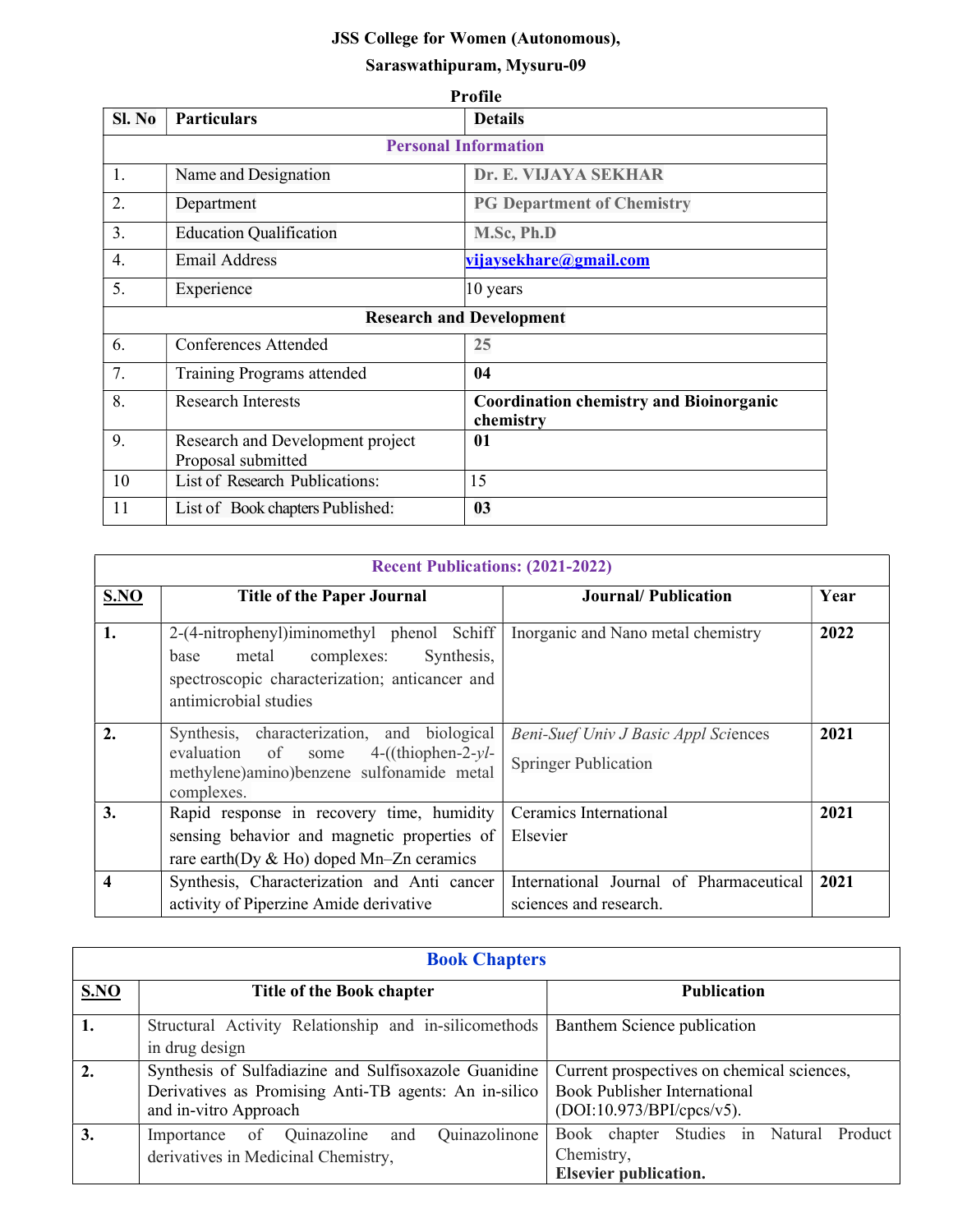**JSS College for Women (Autonomous),**

**Saraswathipuram, Mysuru-09**

**Profile**

| Sl. No | Particulars | Details |
|---|---|---|
| **Personal Information** | | |
| 1. | Name and Designation | **Dr. E. VIJAYA SEKHAR** |
| 2. | Department | **PG Department of Chemistry** |
| 3. | Education Qualification | **M.Sc, Ph.D** |
| 4. | Email Address | vijaysekhare@gmail.com |
| 5. | Experience | 10 years |
| **Research and Development** | | |
| 6. | Conferences Attended | **25** |
| 7. | Training Programs attended | **04** |
| 8. | Research Interests | **Coordination chemistry and Bioinorganic chemistry** |
| 9. | Research and Development project Proposal submitted | **01** |
| 10 | List of Research Publications: | 15 |
| 11 | List of Book chapters Published: | **03** |

| **Recent Publications: (2021-2022)** | | | |
|---|---|---|---|
| **S.NO** | **Title of the Paper Journal** | **Journal/ Publication** | **Year** |
| **1.** | 2-(4-nitrophenyl)iminomethyl phenol Schiff base metal complexes: Synthesis, spectroscopic characterization; anticancer and antimicrobial studies | Inorganic and Nano metal chemistry | **2022** |
| **2.** | Synthesis, characterization, and biological evaluation of some 4-((thiophen-2-*yl*-methylene)amino)benzene sulfonamide metal complexes. | *Beni-Suef Univ J Basic Appl Sciences* Springer Publication | **2021** |
| **3.** | Rapid response in recovery time, humidity sensing behavior and magnetic properties of rare earth(Dy & Ho) doped Mn–Zn ceramics | Ceramics International Elsevier | **2021** |
| **4** | Synthesis, Characterization and Anti cancer activity of Piperzine Amide derivative | International Journal of Pharmaceutical sciences and research. | **2021** |

| **Book Chapters** | | |
|---|---|---|
| **S.NO** | **Title of the Book chapter** | **Publication** |
| **1.** | Structural Activity Relationship and in-silicomethods in drug design | Banthem Science publication |
| **2.** | Synthesis of Sulfadiazine and Sulfisoxazole Guanidine Derivatives as Promising Anti-TB agents: An in-silico and in-vitro Approach | Current prospectives on chemical sciences, Book Publisher International (DOI:10.973/BPI/cpcs/v5). |
| **3.** | Importance of Quinazoline and Quinazolinone derivatives in Medicinal Chemistry, | Book chapter Studies in Natural Product Chemistry, **Elsevier publication.** |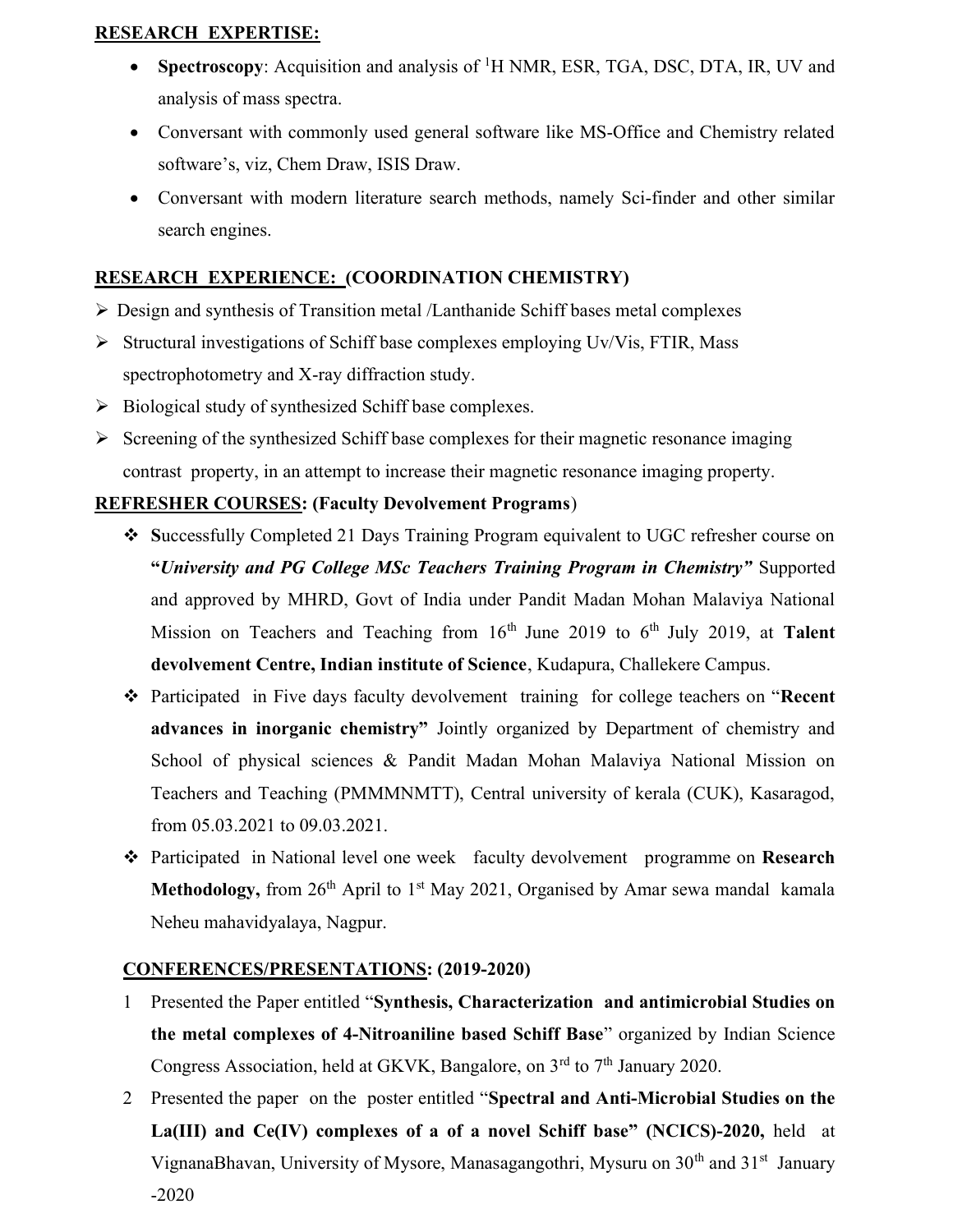## RESEARCH EXPERTISE:

- **Spectroscopy**: Acquisition and analysis of $^1$H NMR, ESR, TGA, DSC, DTA, IR, UV and analysis of mass spectra.
- Conversant with commonly used general software like MS-Office and Chemistry related software's, viz, Chem Draw, ISIS Draw.
- Conversant with modern literature search methods, namely Sci-finder and other similar search engines.

## RESEARCH EXPERIENCE: (COORDINATION CHEMISTRY)

- Design and synthesis of Transition metal /Lanthanide Schiff bases metal complexes
- Structural investigations of Schiff base complexes employing Uv/Vis, FTIR, Mass spectrophotometry and X-ray diffraction study.
- Biological study of synthesized Schiff base complexes.
- Screening of the synthesized Schiff base complexes for their magnetic resonance imaging contrast property, in an attempt to increase their magnetic resonance imaging property.

## REFRESHER COURSES: (Faculty Devolvement Programs)

- **S**uccessfully Completed 21 Days Training Program equivalent to UGC refresher course on **"*University and PG College MSc Teachers Training Program in Chemistry*"** Supported and approved by MHRD, Govt of India under Pandit Madan Mohan Malaviya National Mission on Teachers and Teaching from 16th June 2019 to 6th July 2019, at **Talent devolvement Centre, Indian institute of Science**, Kudapura, Challekere Campus.
- Participated in Five days faculty devolvement training for college teachers on "**Recent advances in inorganic chemistry"** Jointly organized by Department of chemistry and School of physical sciences & Pandit Madan Mohan Malaviya National Mission on Teachers and Teaching (PMMMNMTT), Central university of kerala (CUK), Kasaragod, from 05.03.2021 to 09.03.2021.
- Participated in National level one week faculty devolvement programme on **Research Methodology,** from 26th April to 1st May 2021, Organised by Amar sewa mandal kamala Neheu mahavidyalaya, Nagpur.

## CONFERENCES/PRESENTATIONS: (2019-2020)

1. Presented the Paper entitled "**Synthesis, Characterization and antimicrobial Studies on the metal complexes of 4-Nitroaniline based Schiff Base**" organized by Indian Science Congress Association, held at GKVK, Bangalore, on 3rd to 7th January 2020.
2. Presented the paper on the poster entitled "**Spectral and Anti-Microbial Studies on the La(III) and Ce(IV) complexes of a of a novel Schiff base" (NCICS)-2020,** held at VignanaBhavan, University of Mysore, Manasagangothri, Mysuru on 30th and 31st January -2020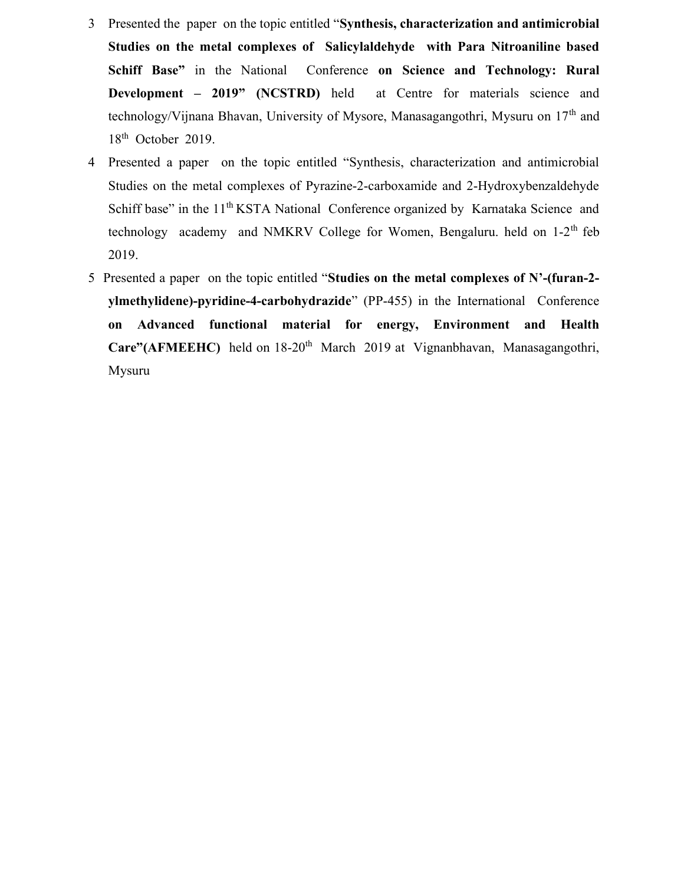3. Presented the paper on the topic entitled "**Synthesis, characterization and antimicrobial Studies on the metal complexes of Salicylaldehyde with Para Nitroaniline based Schiff Base"** in the National Conference **on Science and Technology: Rural Development – 2019" (NCSTRD)** held at Centre for materials science and technology/Vijnana Bhavan, University of Mysore, Manasagangothri, Mysuru on 17th and 18th October 2019.
4. Presented a paper on the topic entitled "Synthesis, characterization and antimicrobial Studies on the metal complexes of Pyrazine-2-carboxamide and 2-Hydroxybenzaldehyde Schiff base" in the 11th KSTA National Conference organized by Karnataka Science and technology academy and NMKRV College for Women, Bengaluru. held on 1-2th feb 2019.
5. Presented a paper on the topic entitled "**Studies on the metal complexes of N'-(furan-2-ylmethylidene)-pyridine-4-carbohydrazide**" (PP-455) in the International Conference **on Advanced functional material for energy, Environment and Health Care"(AFMEEHC)** held on 18-20th March 2019 at Vignanbhavan, Manasagangothri, Mysuru